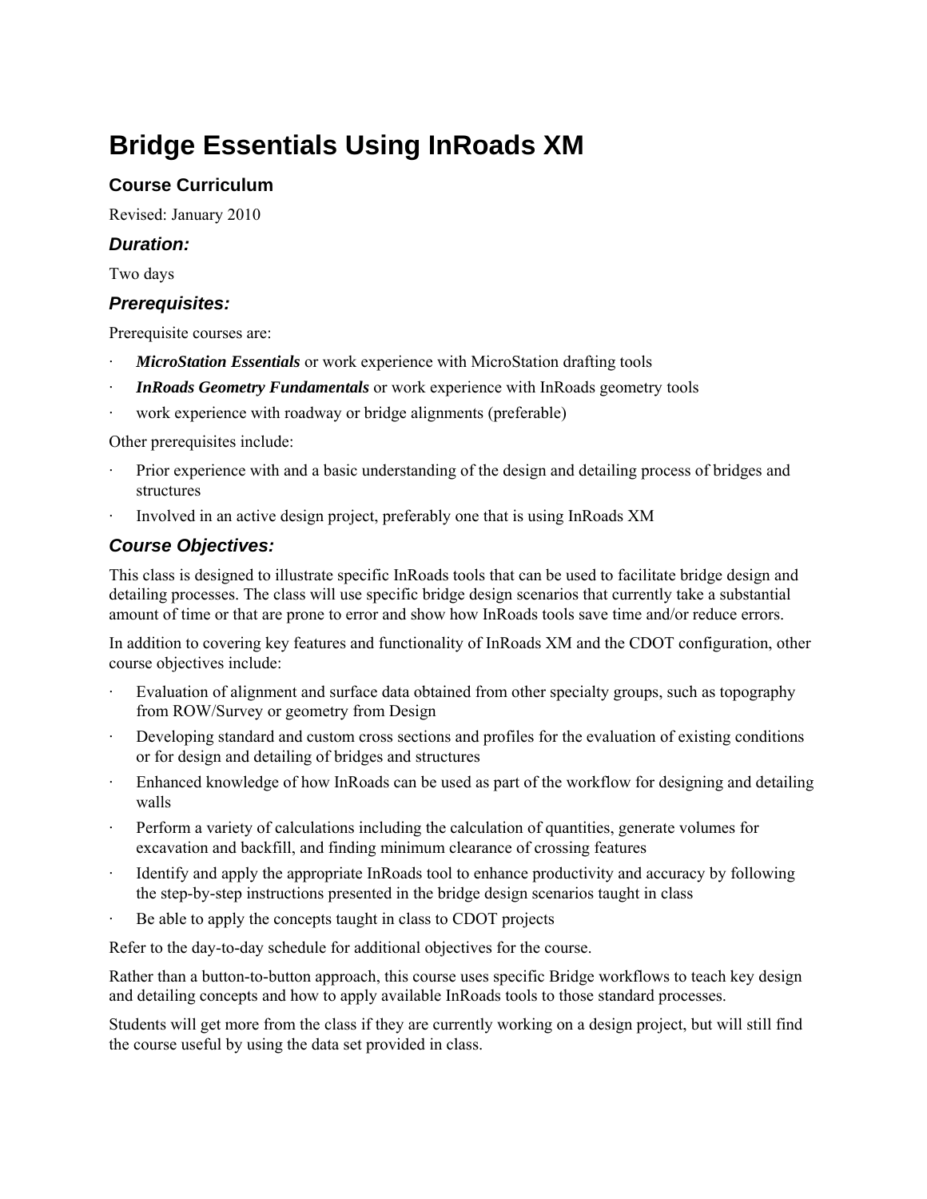# Bridge Essentials Using InRoads XM

## Course Curriculum

Revised: January 2010

### *Duration:*

Two days

### *Prerequisites:*

Prerequisite courses are:

- ***MicroStation Essentials*** or work experience with MicroStation drafting tools
- ***InRoads Geometry Fundamentals*** or work experience with InRoads geometry tools
- work experience with roadway or bridge alignments (preferable)

Other prerequisites include:

- Prior experience with and a basic understanding of the design and detailing process of bridges and structures
- Involved in an active design project, preferably one that is using InRoads XM

### *Course Objectives:*

This class is designed to illustrate specific InRoads tools that can be used to facilitate bridge design and detailing processes. The class will use specific bridge design scenarios that currently take a substantial amount of time or that are prone to error and show how InRoads tools save time and/or reduce errors.

In addition to covering key features and functionality of InRoads XM and the CDOT configuration, other course objectives include:

- Evaluation of alignment and surface data obtained from other specialty groups, such as topography from ROW/Survey or geometry from Design
- Developing standard and custom cross sections and profiles for the evaluation of existing conditions or for design and detailing of bridges and structures
- Enhanced knowledge of how InRoads can be used as part of the workflow for designing and detailing walls
- Perform a variety of calculations including the calculation of quantities, generate volumes for excavation and backfill, and finding minimum clearance of crossing features
- Identify and apply the appropriate InRoads tool to enhance productivity and accuracy by following the step-by-step instructions presented in the bridge design scenarios taught in class
- Be able to apply the concepts taught in class to CDOT projects

Refer to the day-to-day schedule for additional objectives for the course.

Rather than a button-to-button approach, this course uses specific Bridge workflows to teach key design and detailing concepts and how to apply available InRoads tools to those standard processes.

Students will get more from the class if they are currently working on a design project, but will still find the course useful by using the data set provided in class.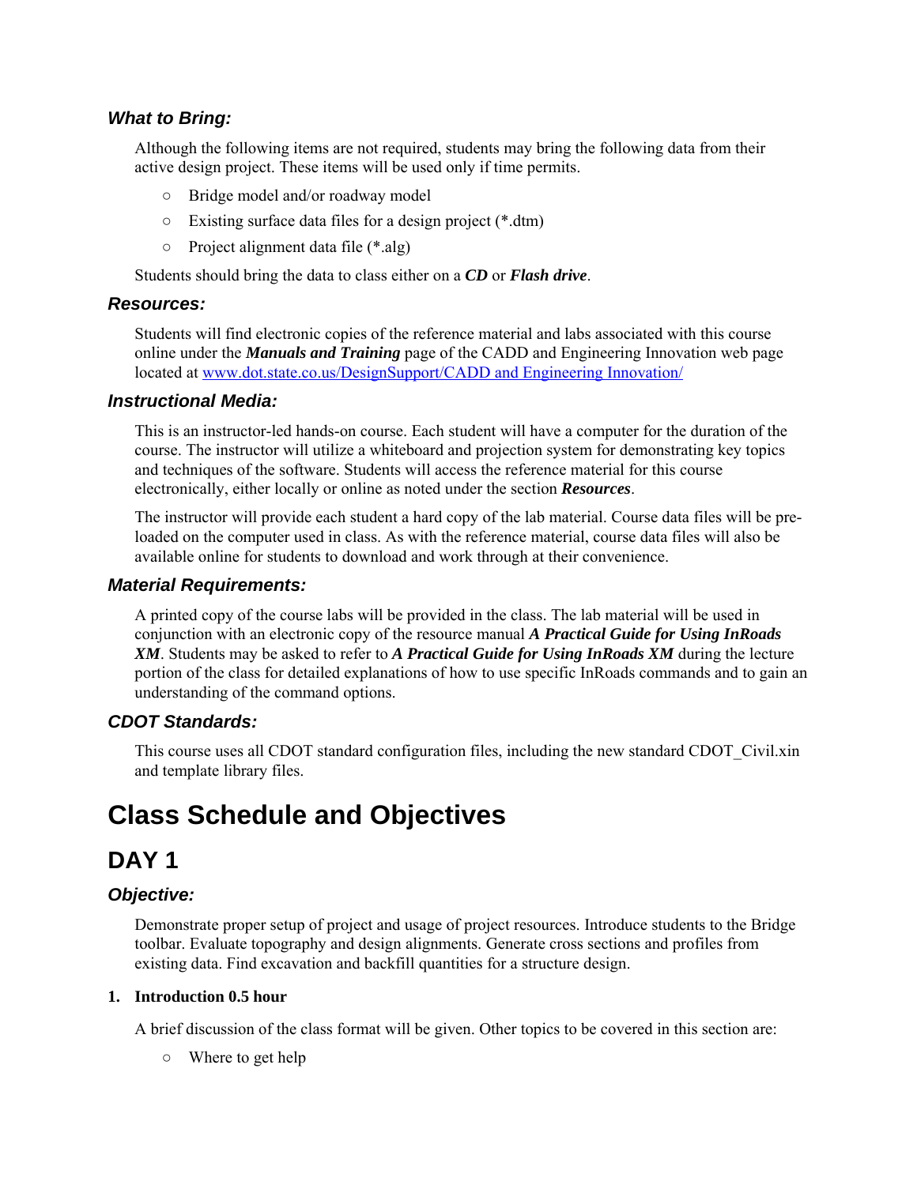### *What to Bring:*

Although the following items are not required, students may bring the following data from their active design project. These items will be used only if time permits.

- Bridge model and/or roadway model
- Existing surface data files for a design project (*.dtm)
- Project alignment data file (*.alg)

Students should bring the data to class either on a ***CD*** or ***Flash drive***.

### *Resources:*

Students will find electronic copies of the reference material and labs associated with this course online under the ***Manuals and Training*** page of the CADD and Engineering Innovation web page located at [www.dot.state.co.us/DesignSupport/CADD and Engineering Innovation/](www.dot.state.co.us/DesignSupport/CADD and Engineering Innovation/)

### *Instructional Media:*

This is an instructor-led hands-on course. Each student will have a computer for the duration of the course. The instructor will utilize a whiteboard and projection system for demonstrating key topics and techniques of the software. Students will access the reference material for this course electronically, either locally or online as noted under the section ***Resources***.

The instructor will provide each student a hard copy of the lab material. Course data files will be pre-loaded on the computer used in class. As with the reference material, course data files will also be available online for students to download and work through at their convenience.

### *Material Requirements:*

A printed copy of the course labs will be provided in the class. The lab material will be used in conjunction with an electronic copy of the resource manual ***A Practical Guide for Using InRoads XM***. Students may be asked to refer to ***A Practical Guide for Using InRoads XM*** during the lecture portion of the class for detailed explanations of how to use specific InRoads commands and to gain an understanding of the command options.

### *CDOT Standards:*

This course uses all CDOT standard configuration files, including the new standard CDOT_Civil.xin and template library files.

# Class Schedule and Objectives

## DAY 1

### *Objective:*

Demonstrate proper setup of project and usage of project resources. Introduce students to the Bridge toolbar. Evaluate topography and design alignments. Generate cross sections and profiles from existing data. Find excavation and backfill quantities for a structure design.

**1. Introduction 0.5 hour**

A brief discussion of the class format will be given. Other topics to be covered in this section are:

- Where to get help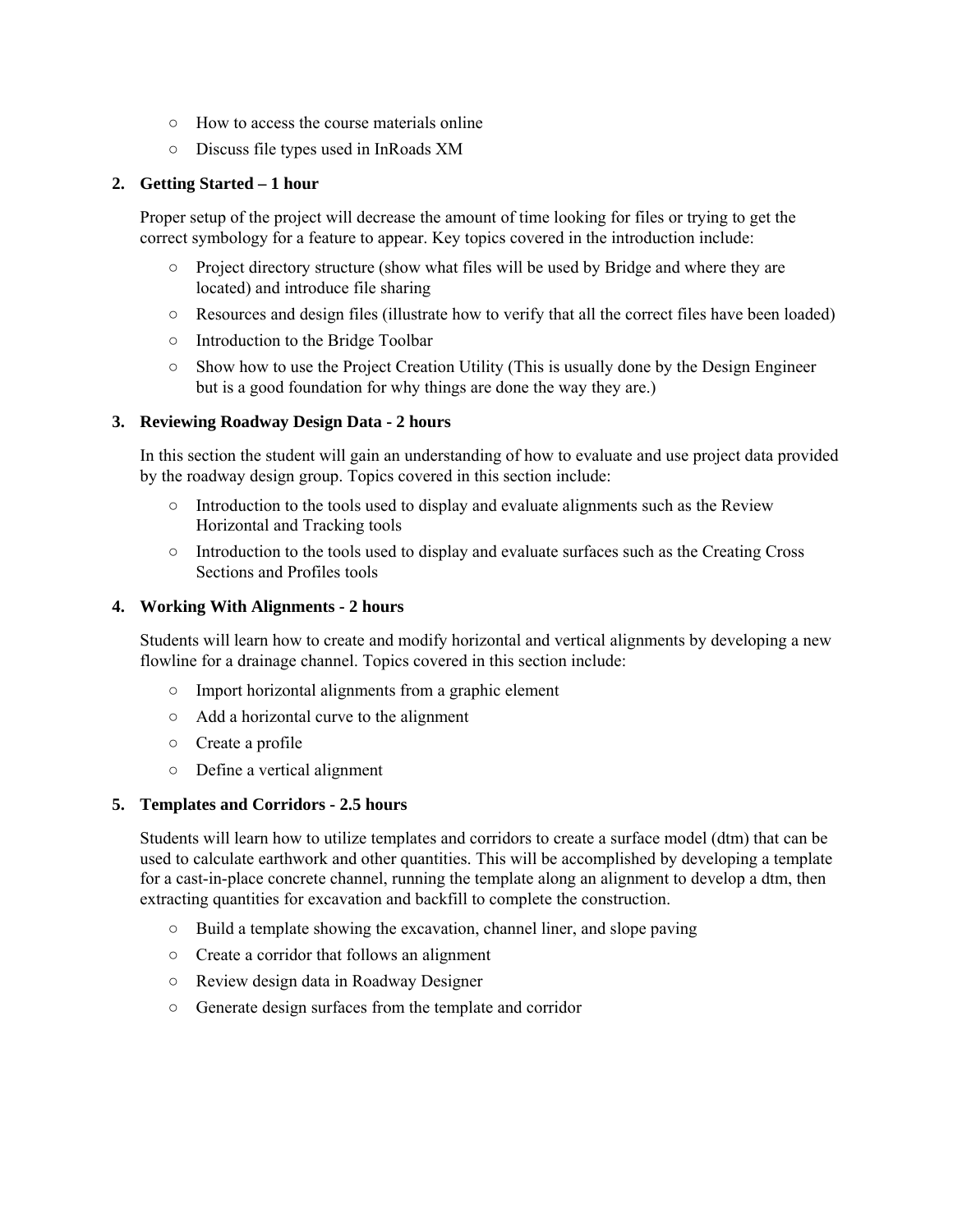- How to access the course materials online
- Discuss file types used in InRoads XM

2. **Getting Started – 1 hour**

   Proper setup of the project will decrease the amount of time looking for files or trying to get the correct symbology for a feature to appear. Key topics covered in the introduction include:

   - Project directory structure (show what files will be used by Bridge and where they are located) and introduce file sharing
   - Resources and design files (illustrate how to verify that all the correct files have been loaded)
   - Introduction to the Bridge Toolbar
   - Show how to use the Project Creation Utility (This is usually done by the Design Engineer but is a good foundation for why things are done the way they are.)

3. **Reviewing Roadway Design Data - 2 hours**

   In this section the student will gain an understanding of how to evaluate and use project data provided by the roadway design group. Topics covered in this section include:

   - Introduction to the tools used to display and evaluate alignments such as the Review Horizontal and Tracking tools
   - Introduction to the tools used to display and evaluate surfaces such as the Creating Cross Sections and Profiles tools

4. **Working With Alignments - 2 hours**

   Students will learn how to create and modify horizontal and vertical alignments by developing a new flowline for a drainage channel. Topics covered in this section include:

   - Import horizontal alignments from a graphic element
   - Add a horizontal curve to the alignment
   - Create a profile
   - Define a vertical alignment

5. **Templates and Corridors - 2.5 hours**

   Students will learn how to utilize templates and corridors to create a surface model (dtm) that can be used to calculate earthwork and other quantities. This will be accomplished by developing a template for a cast-in-place concrete channel, running the template along an alignment to develop a dtm, then extracting quantities for excavation and backfill to complete the construction.

   - Build a template showing the excavation, channel liner, and slope paving
   - Create a corridor that follows an alignment
   - Review design data in Roadway Designer
   - Generate design surfaces from the template and corridor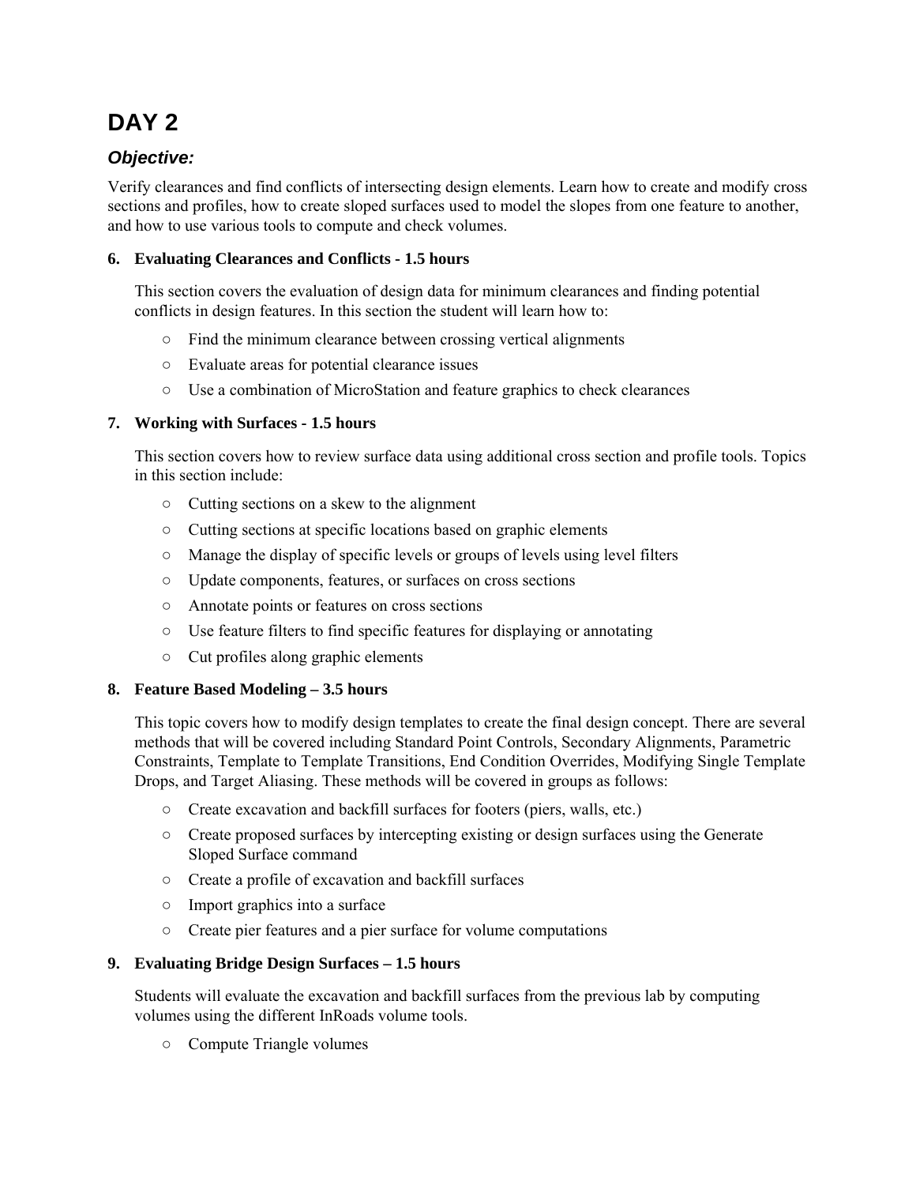# DAY 2

## *Objective:*

Verify clearances and find conflicts of intersecting design elements. Learn how to create and modify cross sections and profiles, how to create sloped surfaces used to model the slopes from one feature to another, and how to use various tools to compute and check volumes.

**6. Evaluating Clearances and Conflicts - 1.5 hours**

This section covers the evaluation of design data for minimum clearances and finding potential conflicts in design features. In this section the student will learn how to:

- Find the minimum clearance between crossing vertical alignments
- Evaluate areas for potential clearance issues
- Use a combination of MicroStation and feature graphics to check clearances

**7. Working with Surfaces - 1.5 hours**

This section covers how to review surface data using additional cross section and profile tools. Topics in this section include:

- Cutting sections on a skew to the alignment
- Cutting sections at specific locations based on graphic elements
- Manage the display of specific levels or groups of levels using level filters
- Update components, features, or surfaces on cross sections
- Annotate points or features on cross sections
- Use feature filters to find specific features for displaying or annotating
- Cut profiles along graphic elements

**8. Feature Based Modeling – 3.5 hours**

This topic covers how to modify design templates to create the final design concept. There are several methods that will be covered including Standard Point Controls, Secondary Alignments, Parametric Constraints, Template to Template Transitions, End Condition Overrides, Modifying Single Template Drops, and Target Aliasing. These methods will be covered in groups as follows:

- Create excavation and backfill surfaces for footers (piers, walls, etc.)
- Create proposed surfaces by intercepting existing or design surfaces using the Generate Sloped Surface command
- Create a profile of excavation and backfill surfaces
- Import graphics into a surface
- Create pier features and a pier surface for volume computations

**9. Evaluating Bridge Design Surfaces – 1.5 hours**

Students will evaluate the excavation and backfill surfaces from the previous lab by computing volumes using the different InRoads volume tools.

- Compute Triangle volumes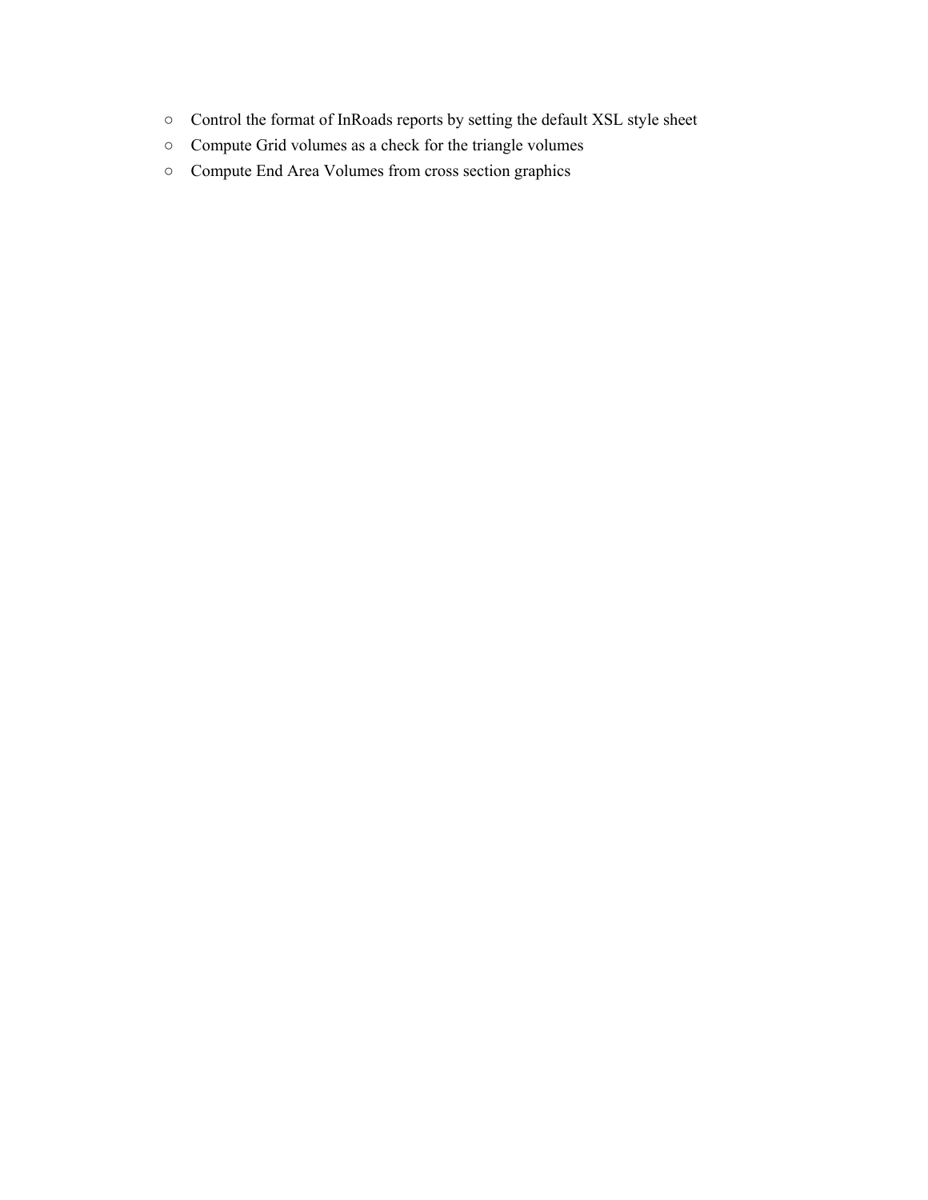- Control the format of InRoads reports by setting the default XSL style sheet
- Compute Grid volumes as a check for the triangle volumes
- Compute End Area Volumes from cross section graphics